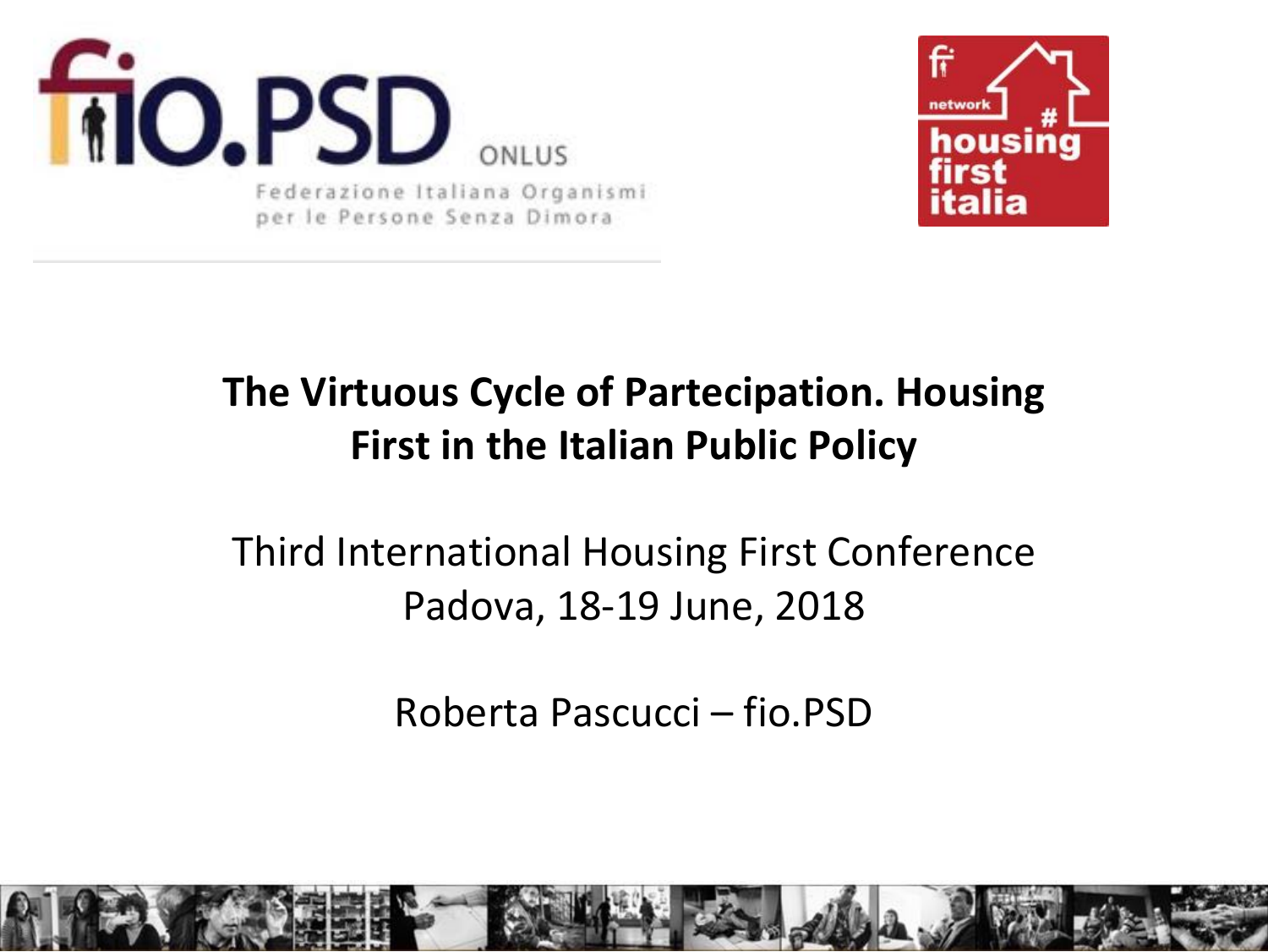fio.PSD ONLUS

Federazione Italiana Organismi per le Persone Senza Dimora

network housing first italia

# The Virtuous Cycle of Partecipation. Housing First in the Italian Public Policy

Third International Housing First Conference
Padova, 18-19 June, 2018

Roberta Pascucci – fio.PSD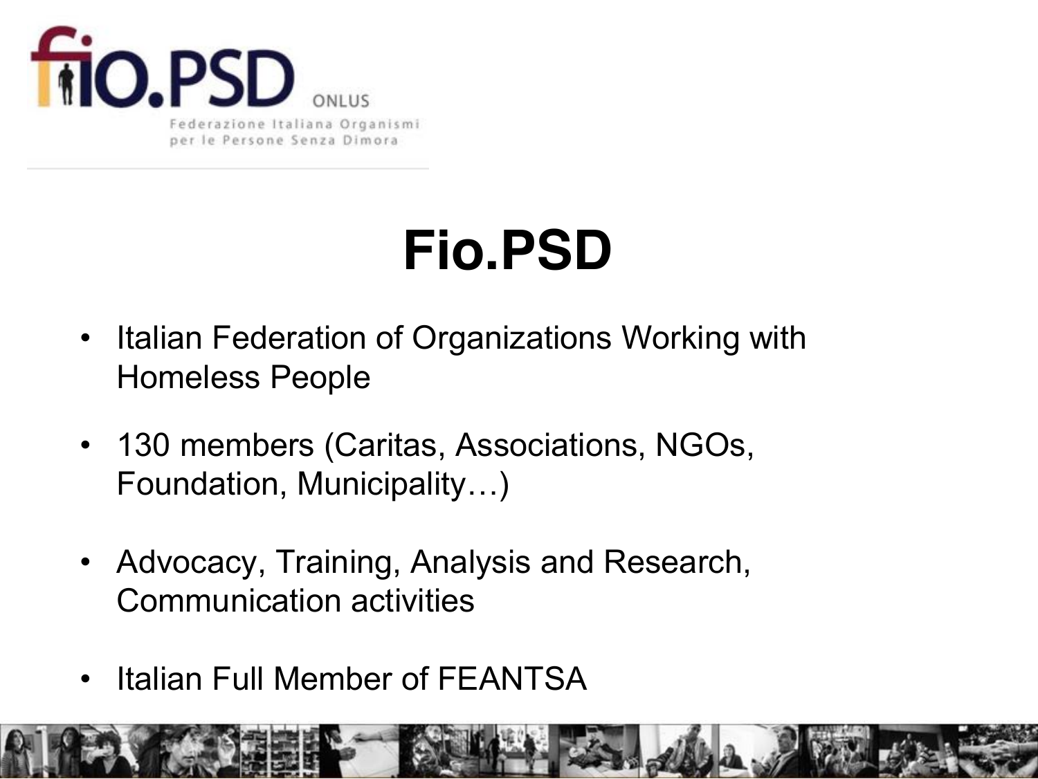fio.PSD ONLUS

Federazione Italiana Organismi per le Persone Senza Dimora

# Fio.PSD

- Italian Federation of Organizations Working with Homeless People
- 130 members (Caritas, Associations, NGOs, Foundation, Municipality…)
- Advocacy, Training, Analysis and Research, Communication activities
- Italian Full Member of FEANTSA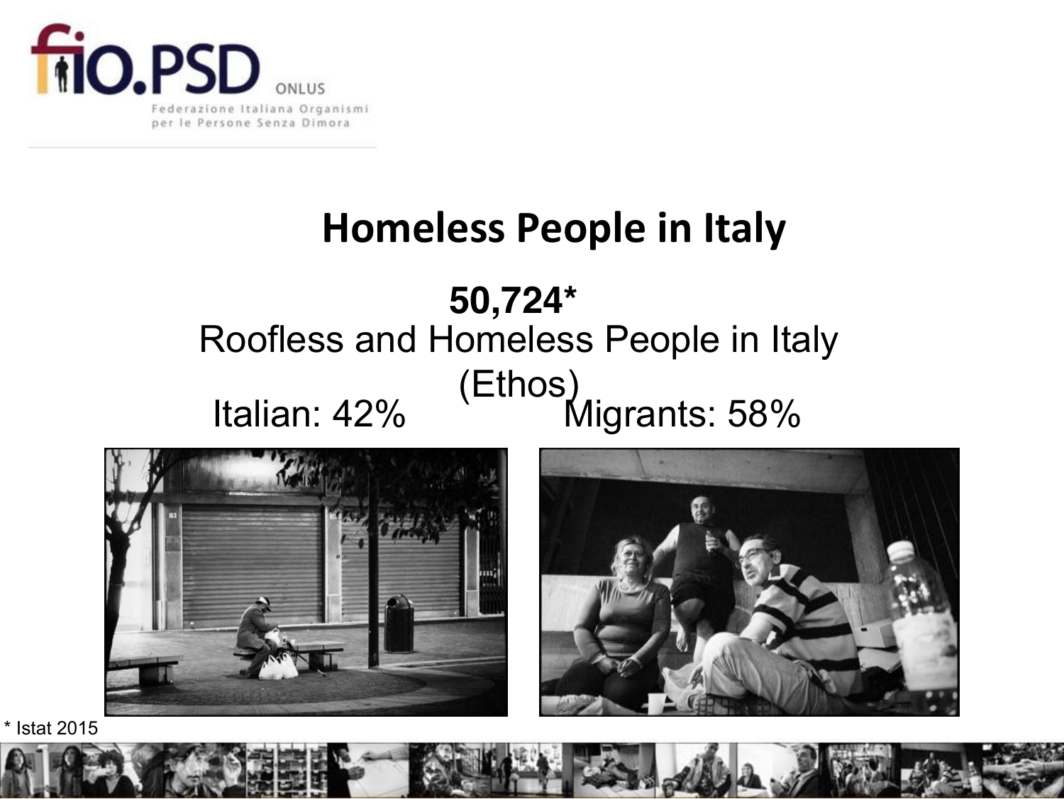# Homeless People in Italy

**50,724***

Roofless and Homeless People in Italy (Ethos)

Italian: 42%

Migrants: 58%

* Istat 2015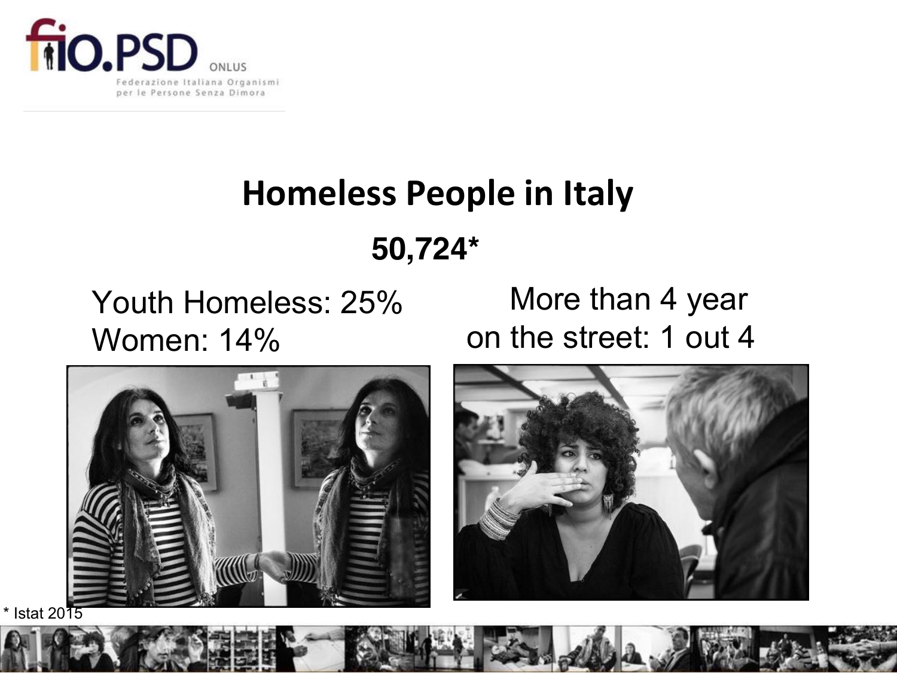fio.PSD ONLUS
Federazione Italiana Organismi per le Persone Senza Dimora

# Homeless People in Italy

**50,724***

Youth Homeless: 25%
Women: 14%

More than 4 year on the street: 1 out 4

* Istat 2015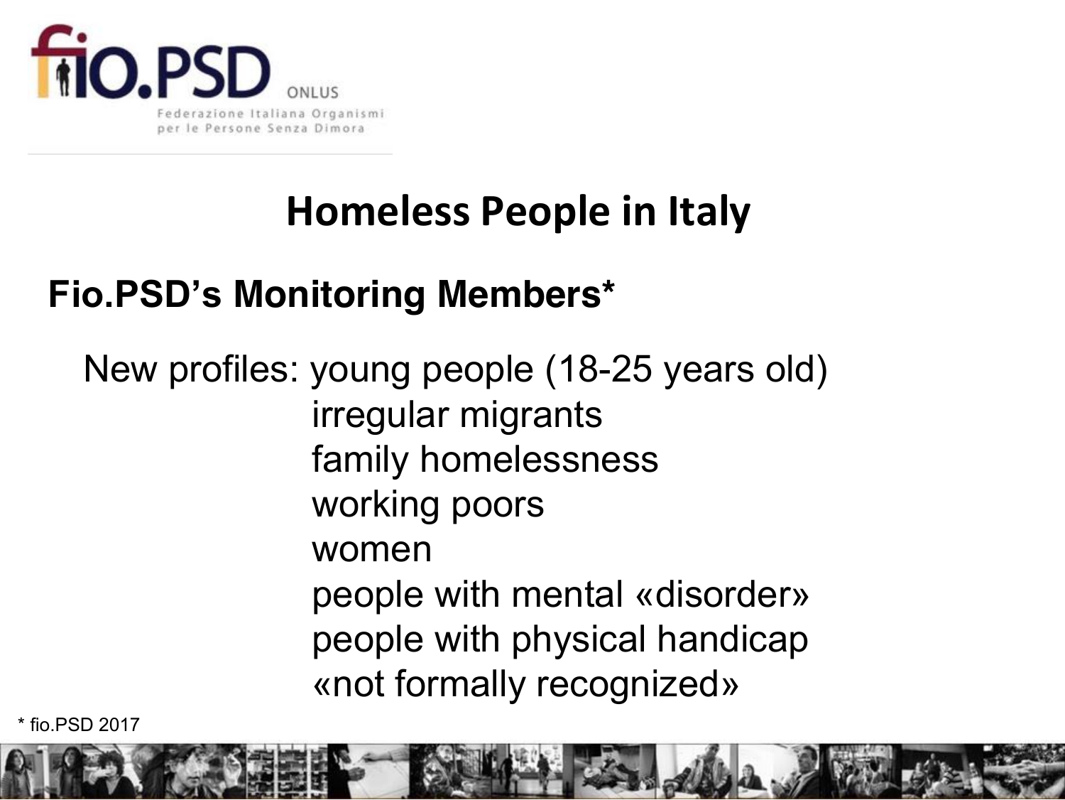# Homeless People in Italy

## Fio.PSD's Monitoring Members*

New profiles:
- young people (18-25 years old)
- irregular migrants
- family homelessness
- working poors
- women
- people with mental «disorder»
- people with physical handicap
- «not formally recognized»

* fio.PSD 2017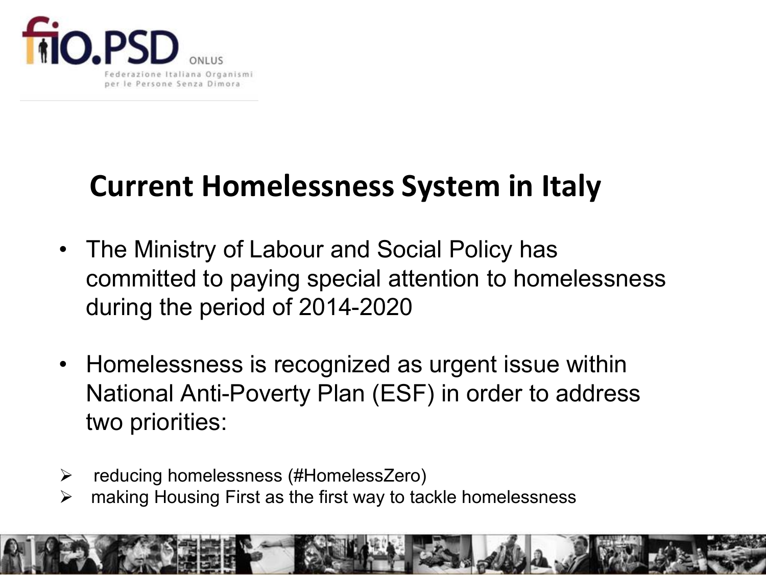fio.PSD ONLUS
Federazione Italiana Organismi per le Persone Senza Dimora

# Current Homelessness System in Italy

- The Ministry of Labour and Social Policy has committed to paying special attention to homelessness during the period of 2014-2020
- Homelessness is recognized as urgent issue within National Anti-Poverty Plan (ESF) in order to address two priorities:

➢ reducing homelessness (#HomelessZero)
➢ making Housing First as the first way to tackle homelessness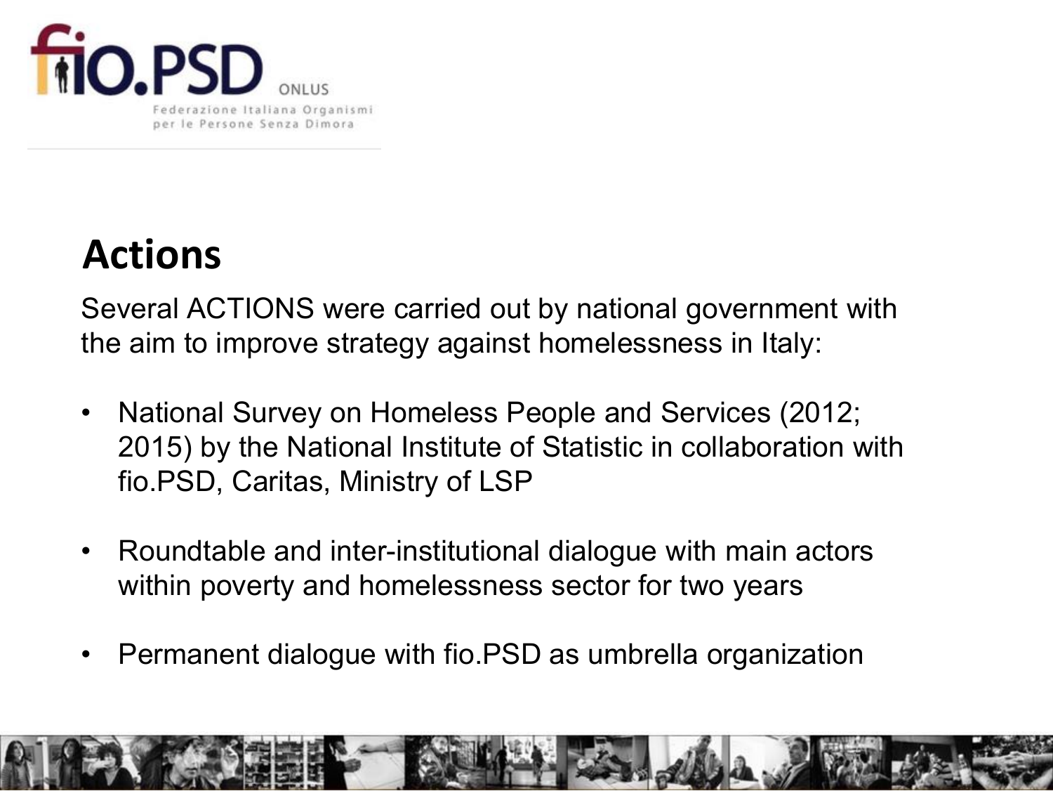# Actions

Several ACTIONS were carried out by national government with the aim to improve strategy against homelessness in Italy:

- National Survey on Homeless People and Services (2012; 2015) by the National Institute of Statistic in collaboration with fio.PSD, Caritas, Ministry of LSP
- Roundtable and inter-institutional dialogue with main actors within poverty and homelessness sector for two years
- Permanent dialogue with fio.PSD as umbrella organization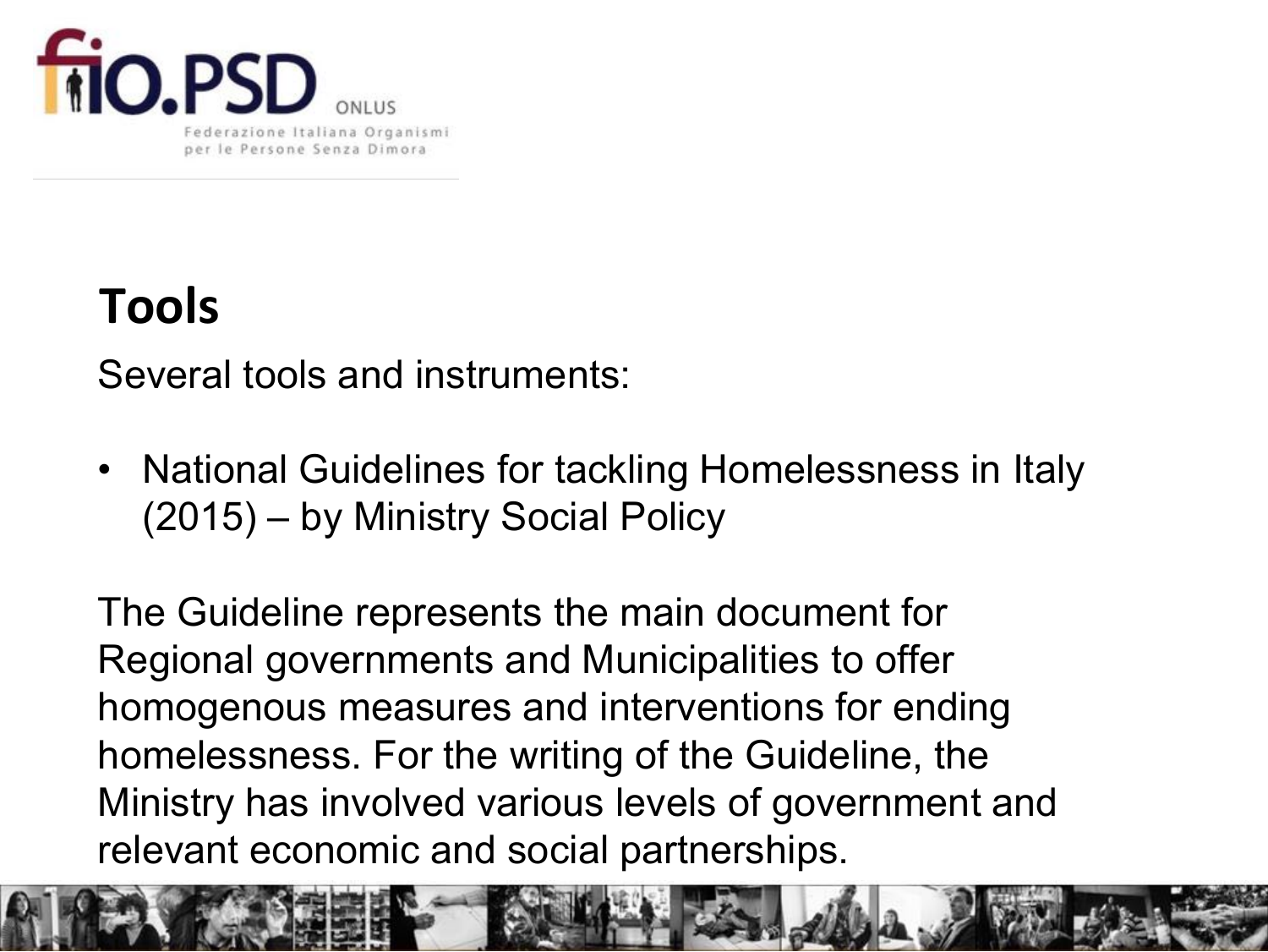## Tools

Several tools and instruments:

- National Guidelines for tackling Homelessness in Italy (2015) – by Ministry Social Policy

The Guideline represents the main document for Regional governments and Municipalities to offer homogenous measures and interventions for ending homelessness. For the writing of the Guideline, the Ministry has involved various levels of government and relevant economic and social partnerships.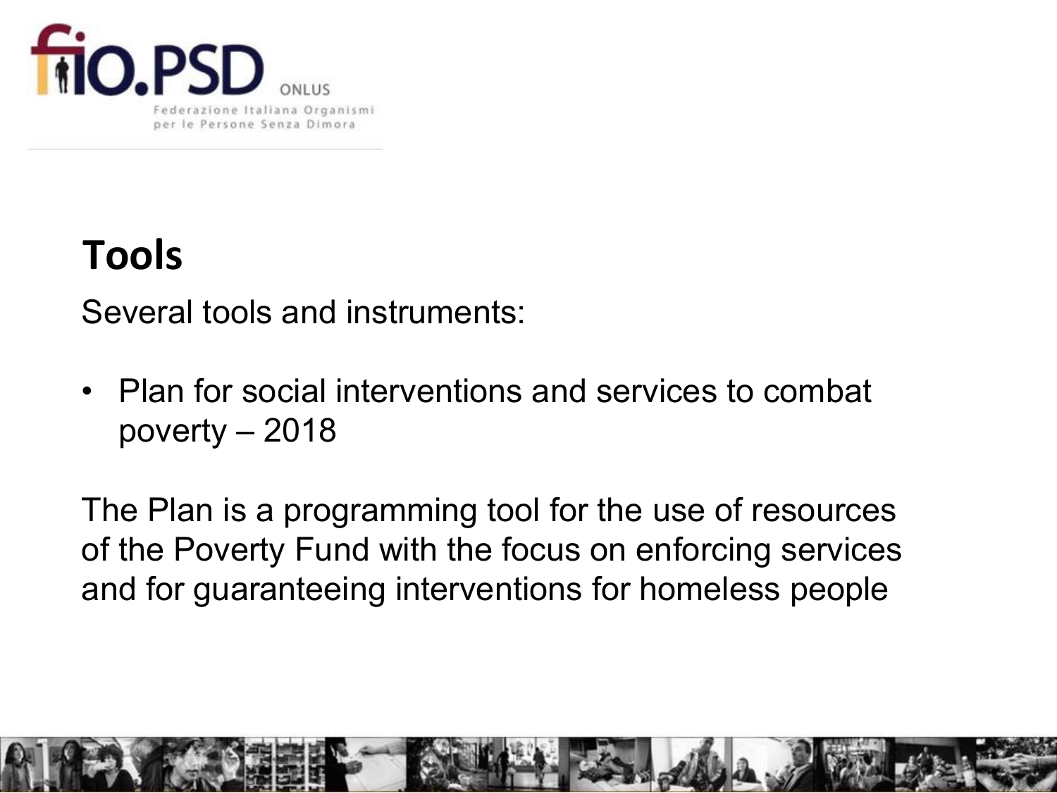## Tools

Several tools and instruments:

- Plan for social interventions and services to combat poverty – 2018

The Plan is a programming tool for the use of resources of the Poverty Fund with the focus on enforcing services and for guaranteeing interventions for homeless people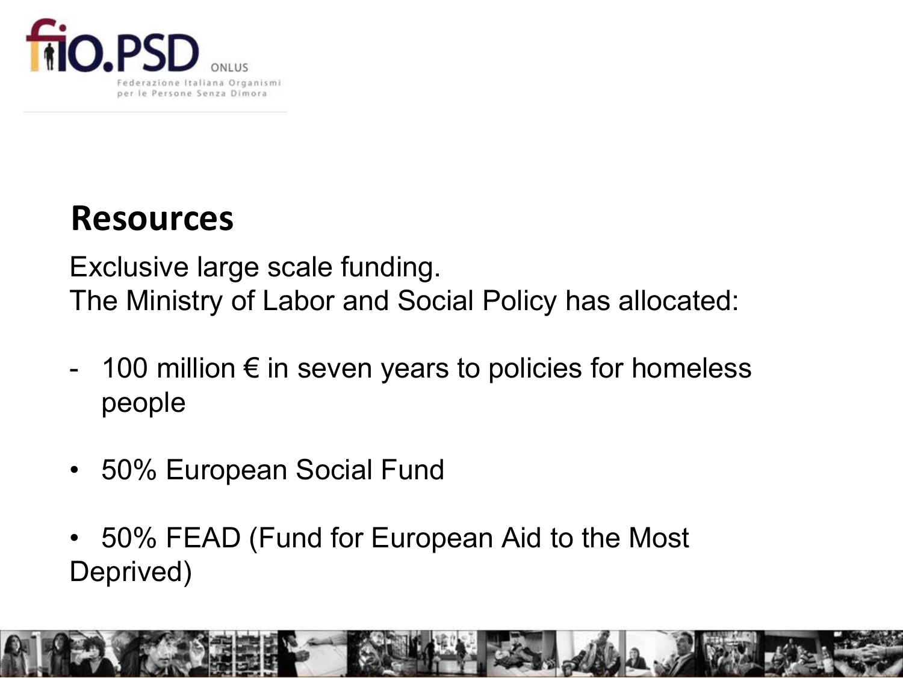## Resources

Exclusive large scale funding.
The Ministry of Labor and Social Policy has allocated:

- 100 million € in seven years to policies for homeless people

- 50% European Social Fund
- 50% FEAD (Fund for European Aid to the Most Deprived)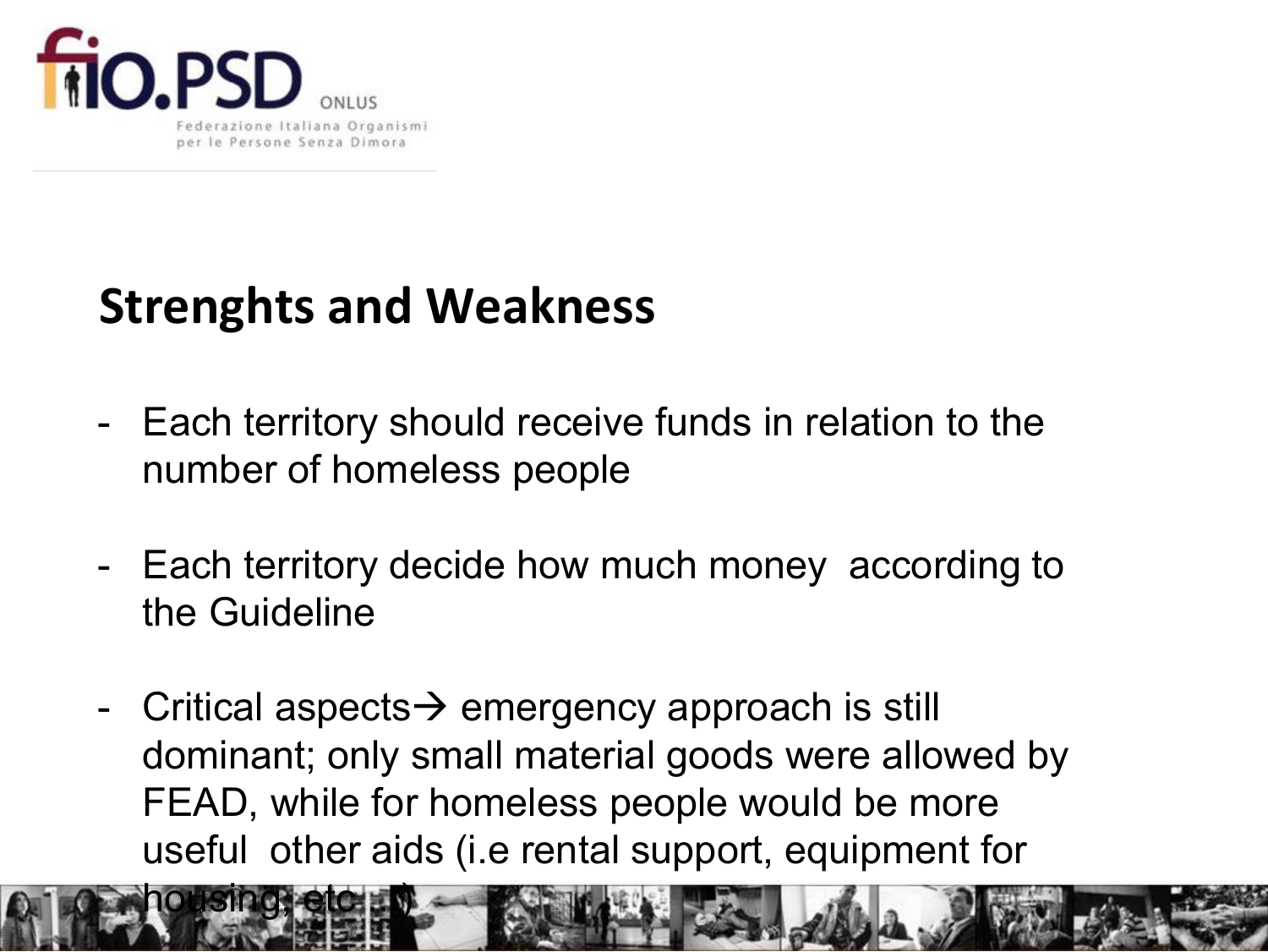## Strenghts and Weakness

- Each territory should receive funds in relation to the number of homeless people
- Each territory decide how much money according to the Guideline
- Critical aspects→ emergency approach is still dominant; only small material goods were allowed by FEAD, while for homeless people would be more useful other aids (i.e rental support, equipment for housing, etc…)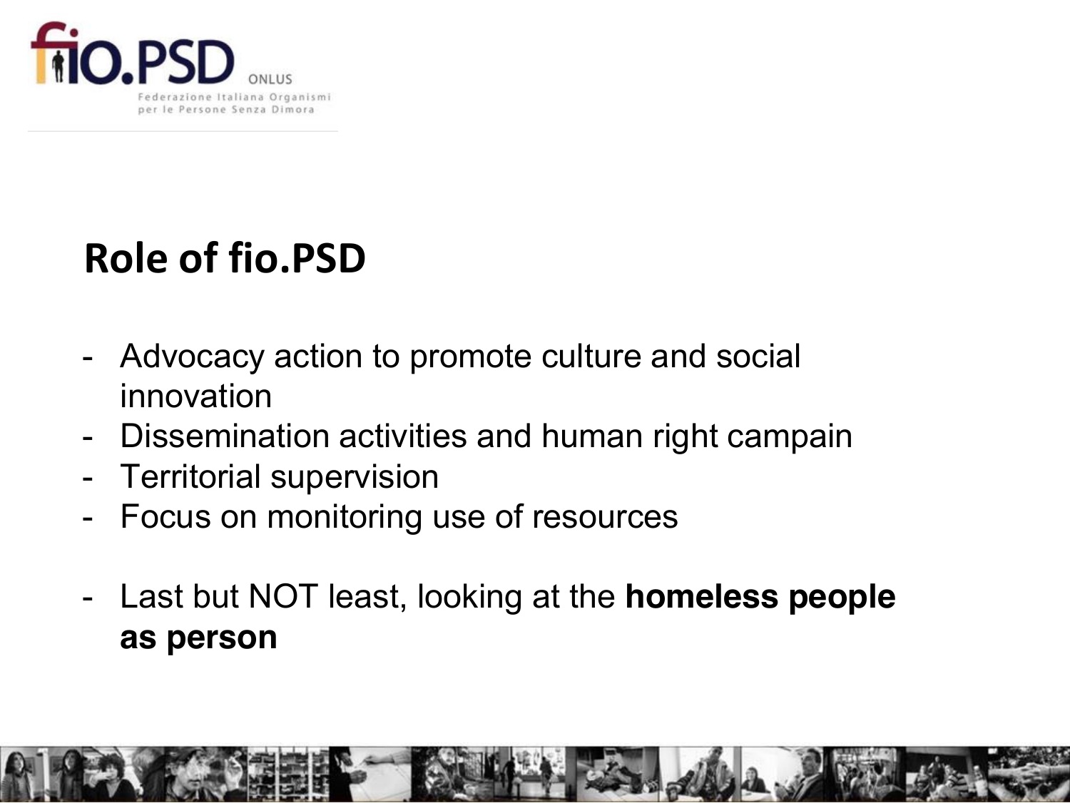## Role of fio.PSD

- Advocacy action to promote culture and social innovation
- Dissemination activities and human right campain
- Territorial supervision
- Focus on monitoring use of resources

- Last but NOT least, looking at the **homeless people as person**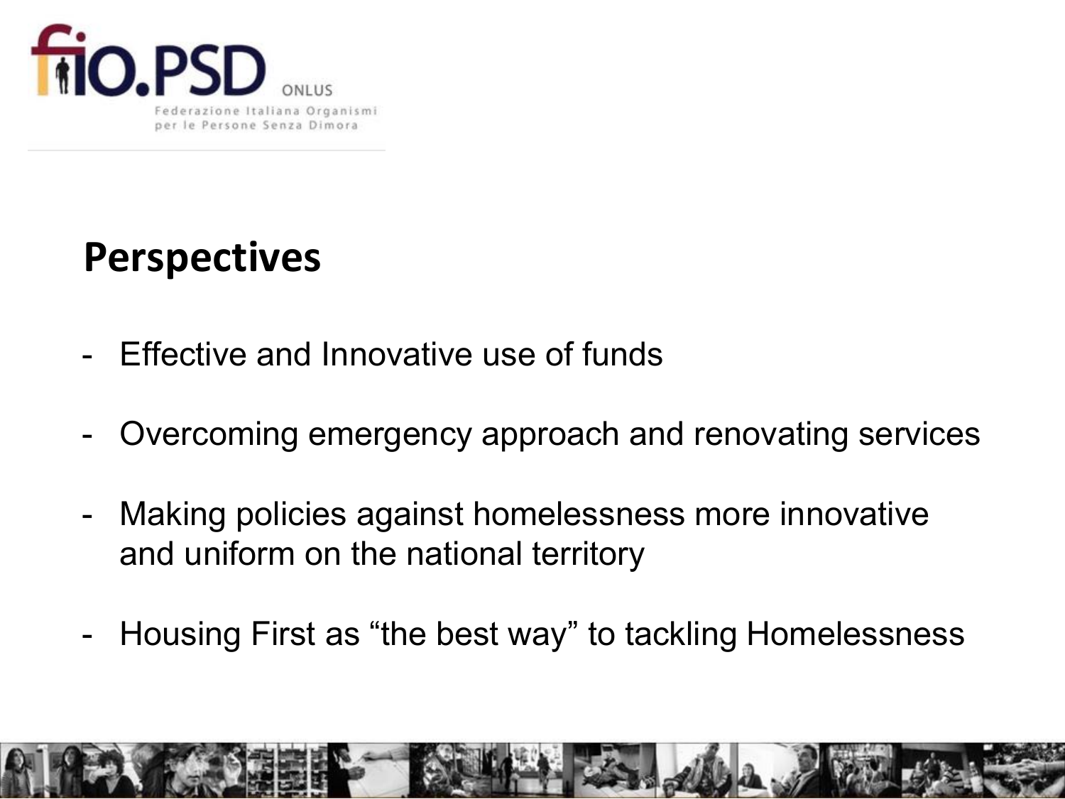fio.PSD ONLUS
Federazione Italiana Organismi per le Persone Senza Dimora

## Perspectives

- Effective and Innovative use of funds
- Overcoming emergency approach and renovating services
- Making policies against homelessness more innovative and uniform on the national territory
- Housing First as “the best way” to tackling Homelessness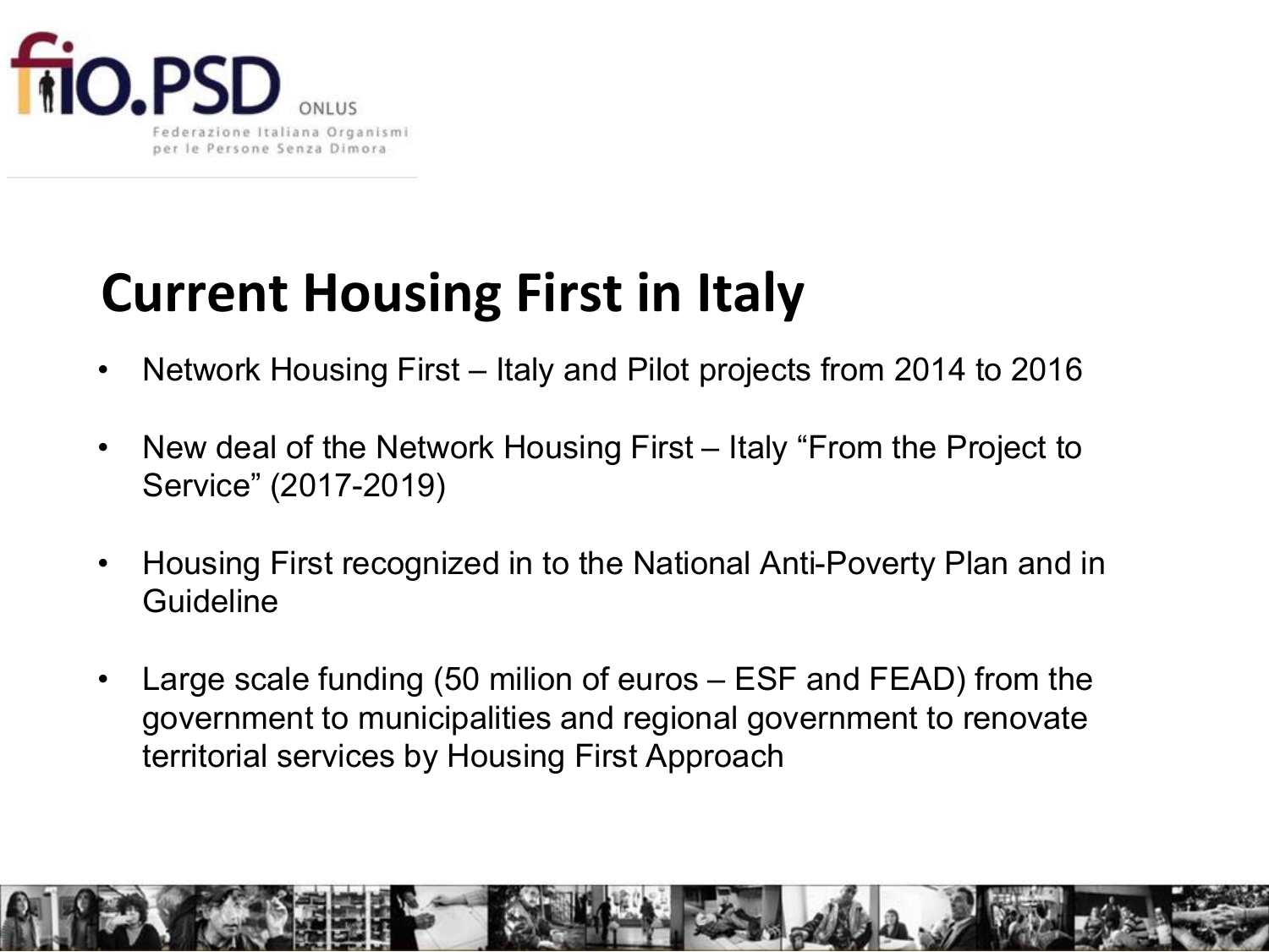# Current Housing First in Italy

- Network Housing First – Italy and Pilot projects from 2014 to 2016
- New deal of the Network Housing First – Italy "From the Project to Service" (2017-2019)
- Housing First recognized in to the National Anti-Poverty Plan and in Guideline
- Large scale funding (50 milion of euros – ESF and FEAD) from the government to municipalities and regional government to renovate territorial services by Housing First Approach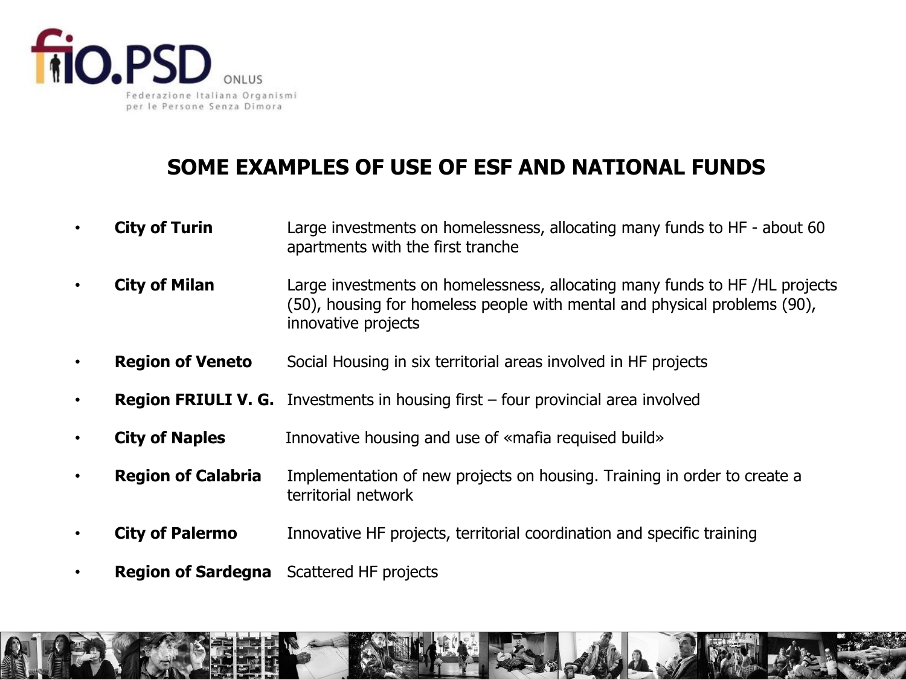## SOME EXAMPLES OF USE OF ESF AND NATIONAL FUNDS

- **City of Turin** Large investments on homelessness, allocating many funds to HF - about 60 apartments with the first tranche
- **City of Milan** Large investments on homelessness, allocating many funds to HF /HL projects (50), housing for homeless people with mental and physical problems (90), innovative projects
- **Region of Veneto** Social Housing in six territorial areas involved in HF projects
- **Region FRIULI V. G.** Investments in housing first – four provincial area involved
- **City of Naples** Innovative housing and use of «mafia requised build»
- **Region of Calabria** Implementation of new projects on housing. Training in order to create a territorial network
- **City of Palermo** Innovative HF projects, territorial coordination and specific training
- **Region of Sardegna** Scattered HF projects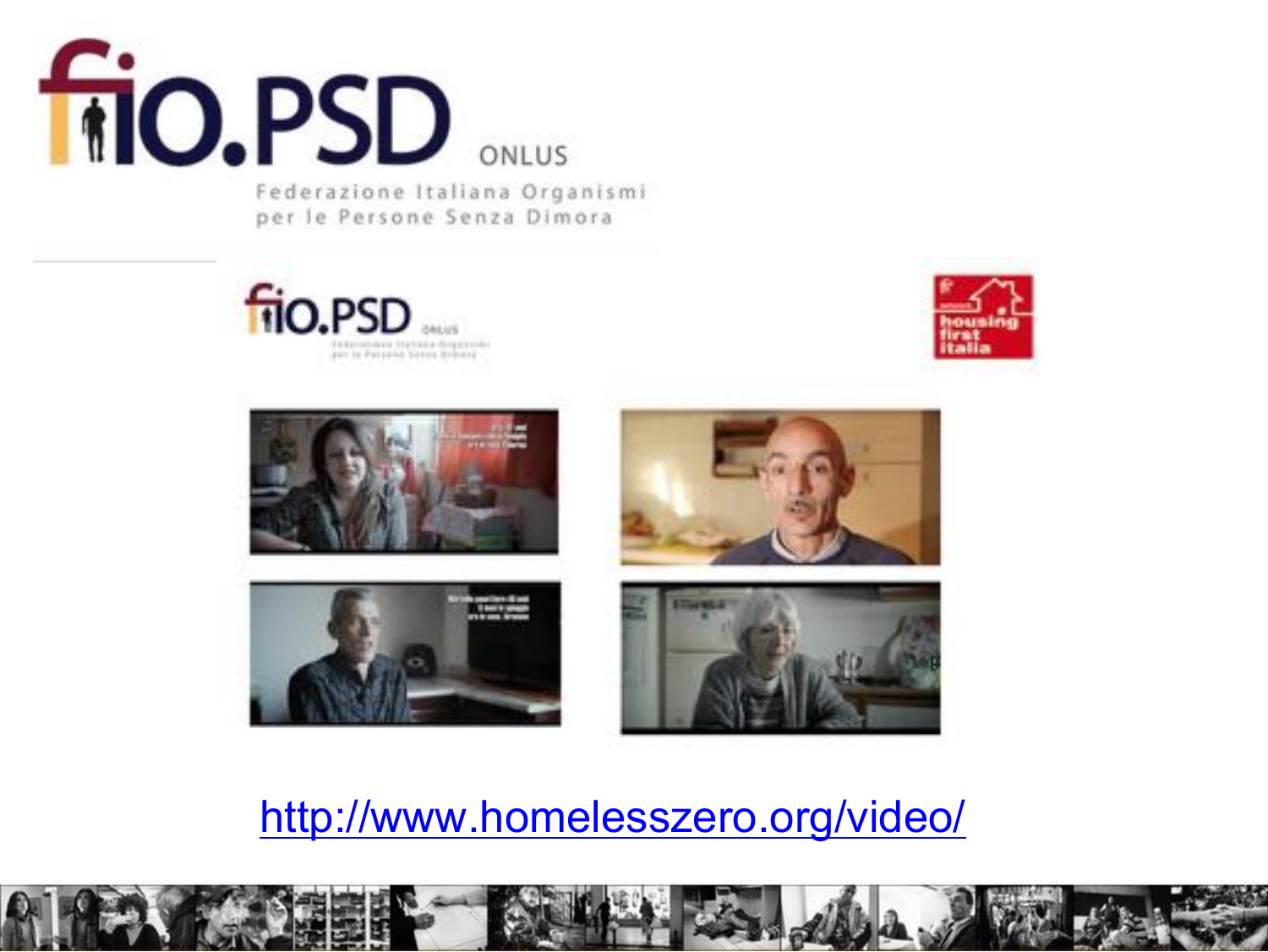fio.PSD ONLUS

Federazione Italiana Organismi per le Persone Senza Dimora

http://www.homelesszero.org/video/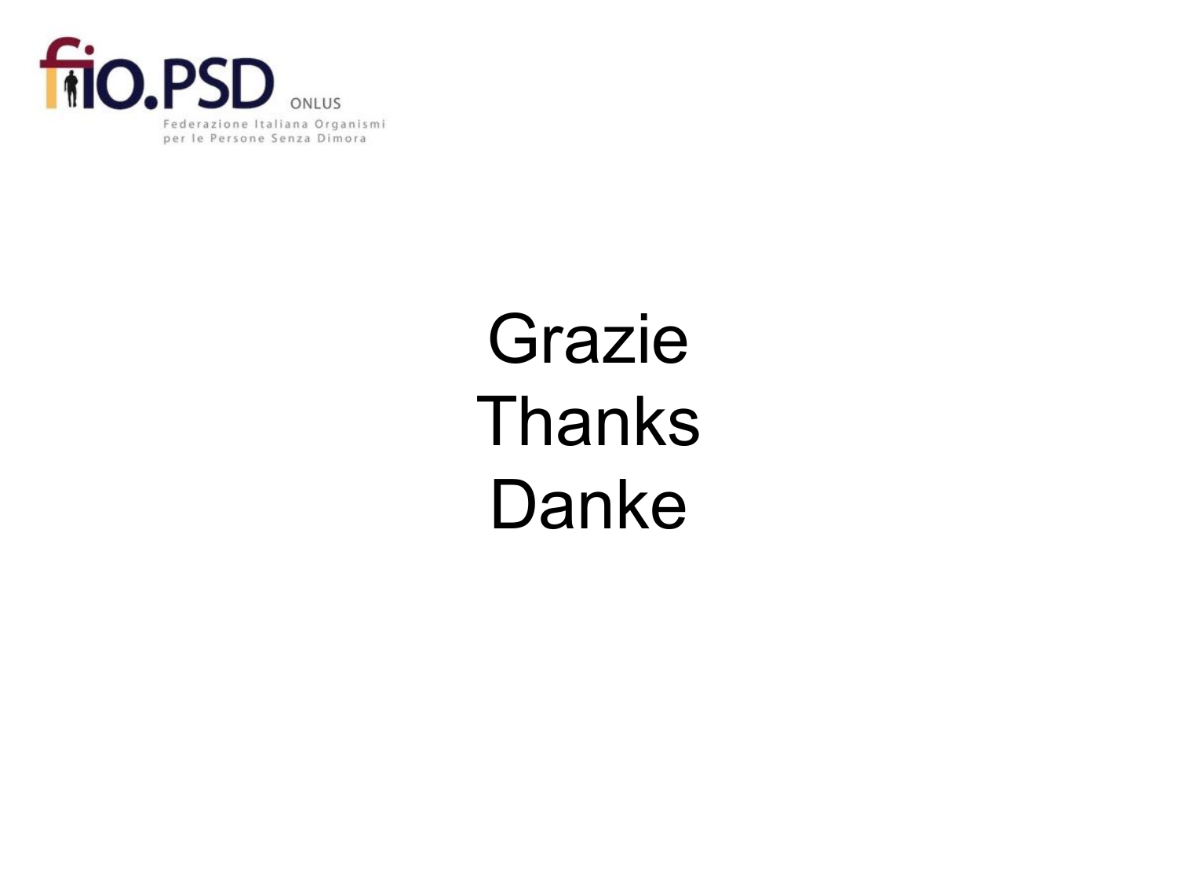fio.PSD ONLUS

Federazione Italiana Organismi per le Persone Senza Dimora

Grazie

Thanks

Danke